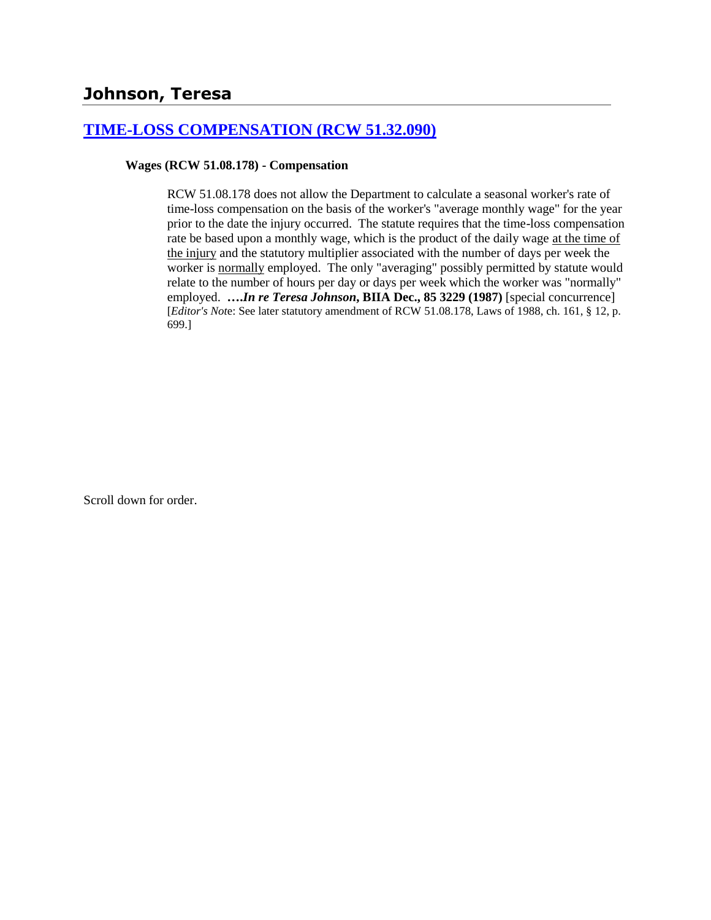# Johnson, Teresa

## TIME-LOSS COMPENSATION (RCW 51.32.090)

### Wages (RCW 51.08.178) - Compensation

RCW 51.08.178 does not allow the Department to calculate a seasonal worker's rate of time-loss compensation on the basis of the worker's "average monthly wage" for the year prior to the date the injury occurred. The statute requires that the time-loss compensation rate be based upon a monthly wage, which is the product of the daily wage at the time of the injury and the statutory multiplier associated with the number of days per week the worker is normally employed. The only "averaging" possibly permitted by statute would relate to the number of hours per day or days per week which the worker was "normally" employed. **….*In re Teresa Johnson*, BIIA Dec., 85 3229 (1987)** [special concurrence] [*Editor's Not*e: See later statutory amendment of RCW 51.08.178, Laws of 1988, ch. 161, § 12, p. 699.]

Scroll down for order.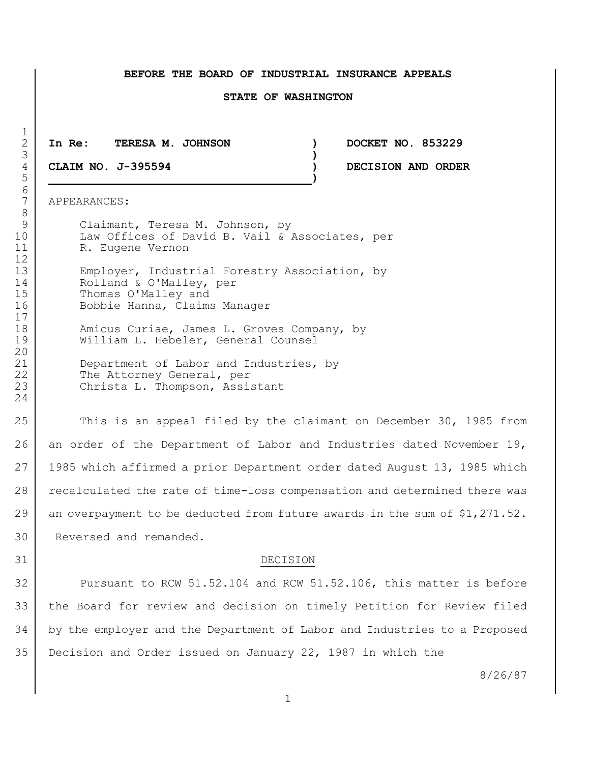**BEFORE THE BOARD OF INDUSTRIAL INSURANCE APPEALS**

**STATE OF WASHINGTON**

| | | |
|---|---|---|
| **In Re: TERESA M. JOHNSON** | ) | **DOCKET NO. 853229** |
| **CLAIM NO. J-395594** | ) | **DECISION AND ORDER** |

APPEARANCES:

Claimant, Teresa M. Johnson, by
Law Offices of David B. Vail & Associates, per
R. Eugene Vernon

Employer, Industrial Forestry Association, by
Rolland & O'Malley, per
Thomas O'Malley and
Bobbie Hanna, Claims Manager

Amicus Curiae, James L. Groves Company, by
William L. Hebeler, General Counsel

Department of Labor and Industries, by
The Attorney General, per
Christa L. Thompson, Assistant

This is an appeal filed by the claimant on December 30, 1985 from an order of the Department of Labor and Industries dated November 19, 1985 which affirmed a prior Department order dated August 13, 1985 which recalculated the rate of time-loss compensation and determined there was an overpayment to be deducted from future awards in the sum of $1,271.52. Reversed and remanded.

DECISION

Pursuant to RCW 51.52.104 and RCW 51.52.106, this matter is before the Board for review and decision on timely Petition for Review filed by the employer and the Department of Labor and Industries to a Proposed Decision and Order issued on January 22, 1987 in which the

8/26/87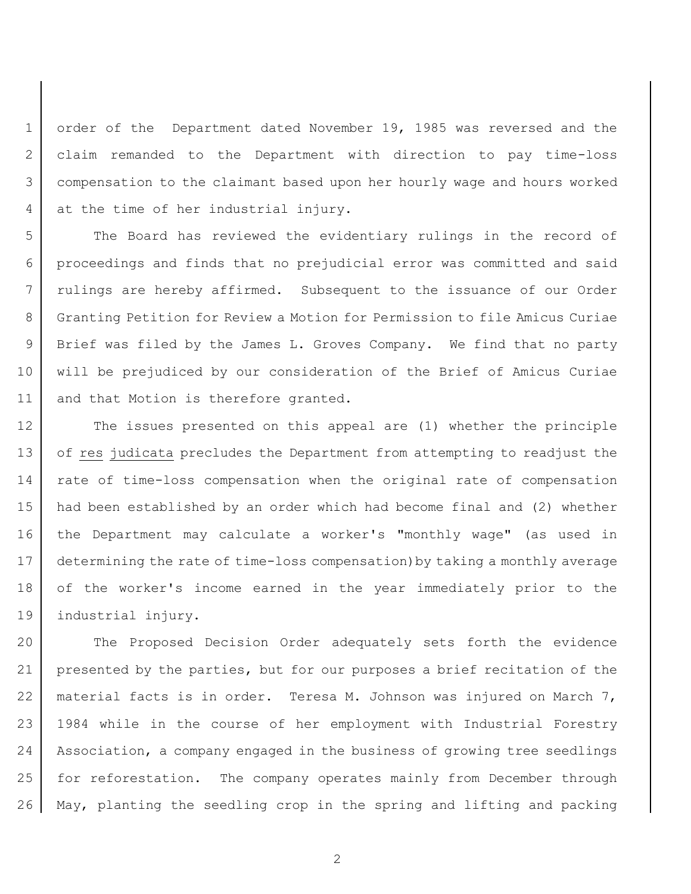order of the Department dated November 19, 1985 was reversed and the claim remanded to the Department with direction to pay time-loss compensation to the claimant based upon her hourly wage and hours worked at the time of her industrial injury.

The Board has reviewed the evidentiary rulings in the record of proceedings and finds that no prejudicial error was committed and said rulings are hereby affirmed. Subsequent to the issuance of our Order Granting Petition for Review a Motion for Permission to file Amicus Curiae Brief was filed by the James L. Groves Company. We find that no party will be prejudiced by our consideration of the Brief of Amicus Curiae and that Motion is therefore granted.

The issues presented on this appeal are (1) whether the principle of res judicata precludes the Department from attempting to readjust the rate of time-loss compensation when the original rate of compensation had been established by an order which had become final and (2) whether the Department may calculate a worker's "monthly wage" (as used in determining the rate of time-loss compensation) by taking a monthly average of the worker's income earned in the year immediately prior to the industrial injury.

The Proposed Decision Order adequately sets forth the evidence presented by the parties, but for our purposes a brief recitation of the material facts is in order. Teresa M. Johnson was injured on March 7, 1984 while in the course of her employment with Industrial Forestry Association, a company engaged in the business of growing tree seedlings for reforestation. The company operates mainly from December through May, planting the seedling crop in the spring and lifting and packing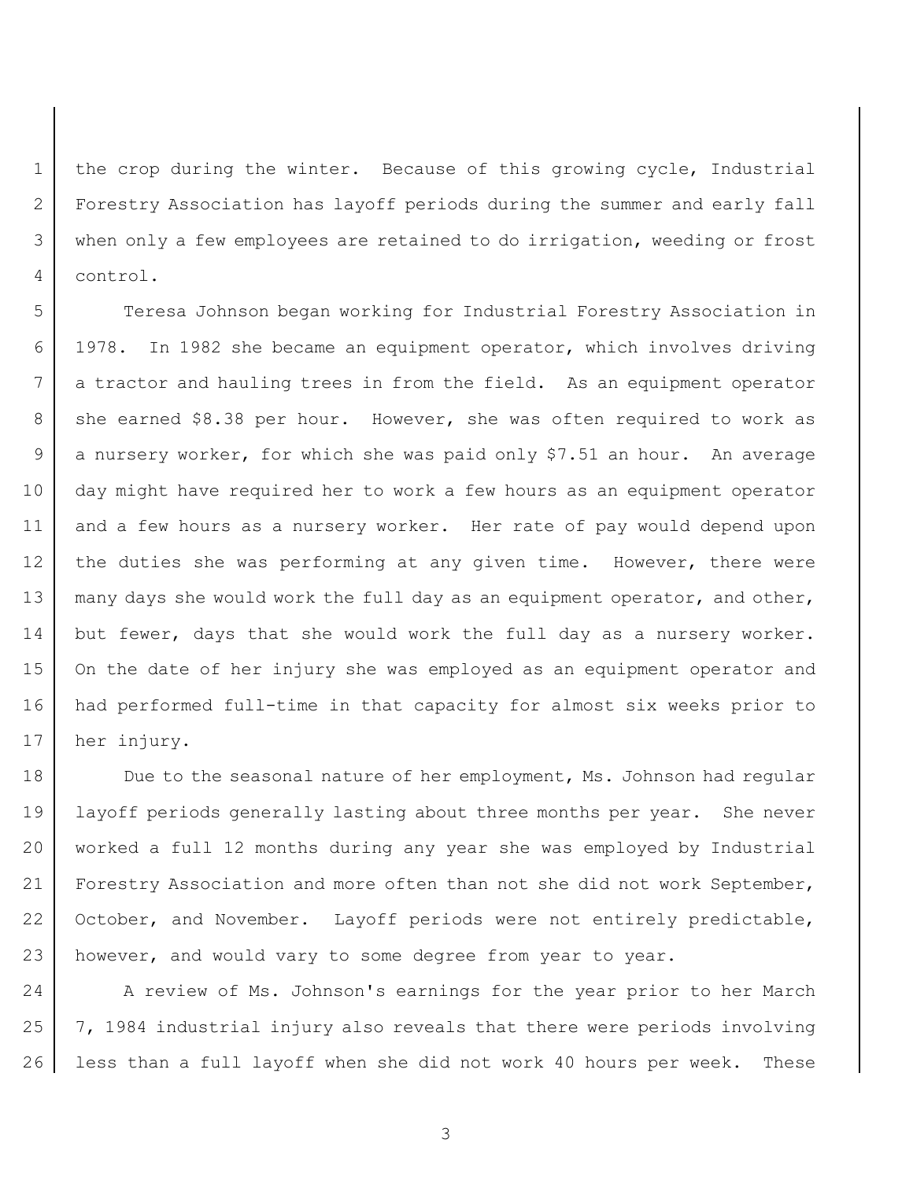the crop during the winter. Because of this growing cycle, Industrial Forestry Association has layoff periods during the summer and early fall when only a few employees are retained to do irrigation, weeding or frost control.

Teresa Johnson began working for Industrial Forestry Association in 1978. In 1982 she became an equipment operator, which involves driving a tractor and hauling trees in from the field. As an equipment operator she earned $8.38 per hour. However, she was often required to work as a nursery worker, for which she was paid only $7.51 an hour. An average day might have required her to work a few hours as an equipment operator and a few hours as a nursery worker. Her rate of pay would depend upon the duties she was performing at any given time. However, there were many days she would work the full day as an equipment operator, and other, but fewer, days that she would work the full day as a nursery worker. On the date of her injury she was employed as an equipment operator and had performed full-time in that capacity for almost six weeks prior to her injury.

Due to the seasonal nature of her employment, Ms. Johnson had regular layoff periods generally lasting about three months per year. She never worked a full 12 months during any year she was employed by Industrial Forestry Association and more often than not she did not work September, October, and November. Layoff periods were not entirely predictable, however, and would vary to some degree from year to year.

A review of Ms. Johnson's earnings for the year prior to her March 7, 1984 industrial injury also reveals that there were periods involving less than a full layoff when she did not work 40 hours per week. These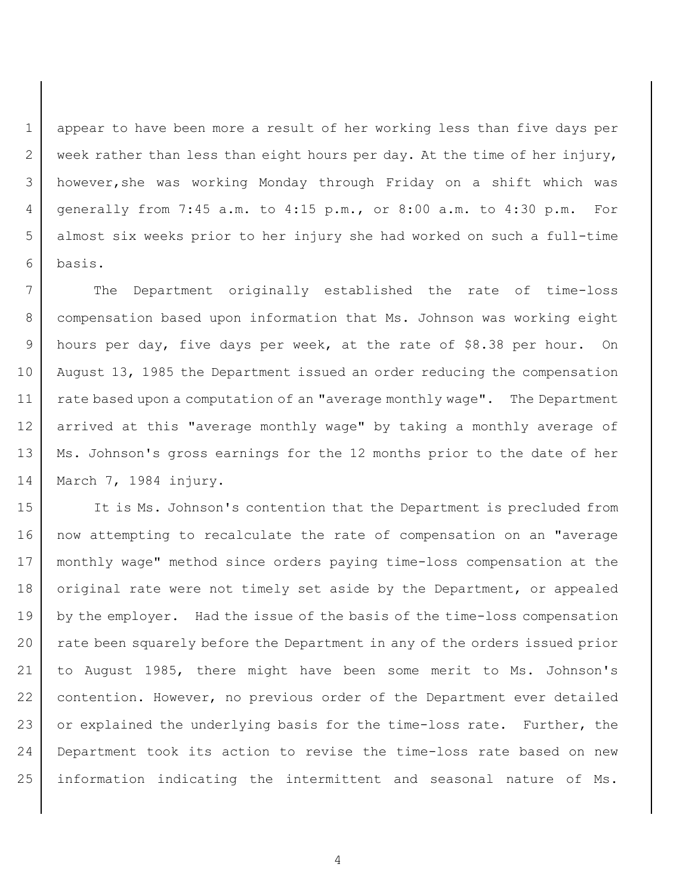appear to have been more a result of her working less than five days per week rather than less than eight hours per day. At the time of her injury, however, she was working Monday through Friday on a shift which was generally from 7:45 a.m. to 4:15 p.m., or 8:00 a.m. to 4:30 p.m. For almost six weeks prior to her injury she had worked on such a full-time basis.

The Department originally established the rate of time-loss compensation based upon information that Ms. Johnson was working eight hours per day, five days per week, at the rate of $8.38 per hour. On August 13, 1985 the Department issued an order reducing the compensation rate based upon a computation of an "average monthly wage". The Department arrived at this "average monthly wage" by taking a monthly average of Ms. Johnson's gross earnings for the 12 months prior to the date of her March 7, 1984 injury.

It is Ms. Johnson's contention that the Department is precluded from now attempting to recalculate the rate of compensation on an "average monthly wage" method since orders paying time-loss compensation at the original rate were not timely set aside by the Department, or appealed by the employer. Had the issue of the basis of the time-loss compensation rate been squarely before the Department in any of the orders issued prior to August 1985, there might have been some merit to Ms. Johnson's contention. However, no previous order of the Department ever detailed or explained the underlying basis for the time-loss rate. Further, the Department took its action to revise the time-loss rate based on new information indicating the intermittent and seasonal nature of Ms.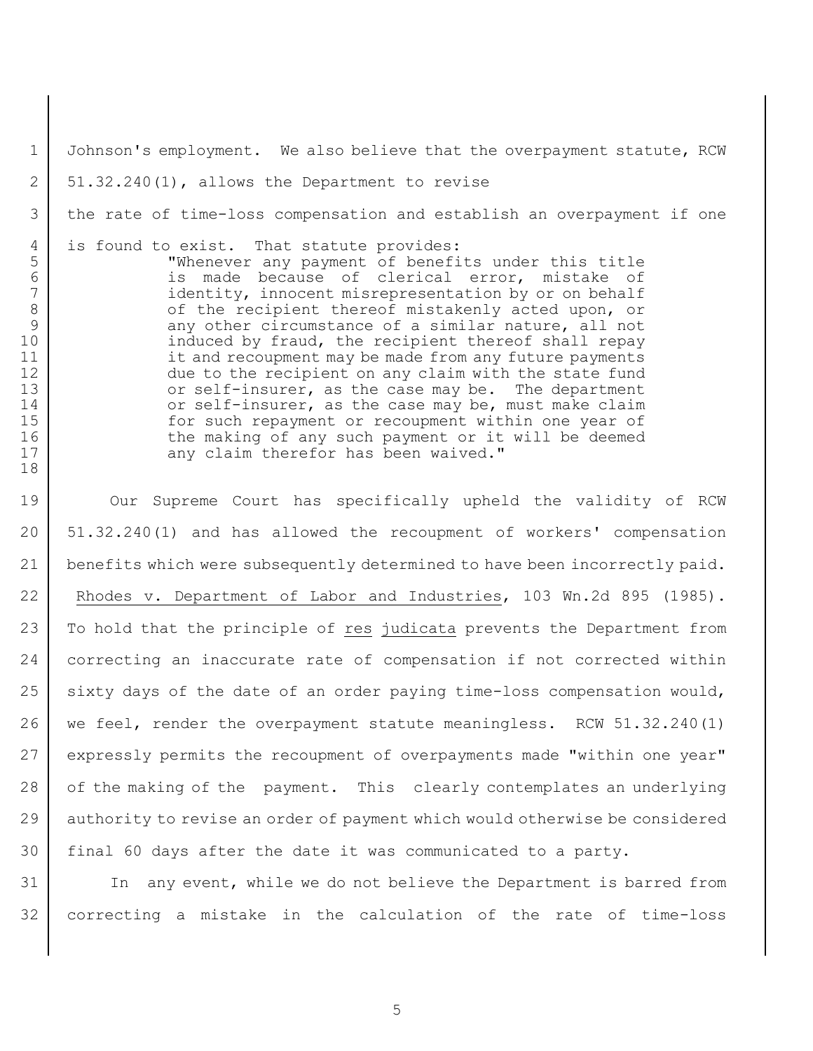Johnson's employment. We also believe that the overpayment statute, RCW 51.32.240(1), allows the Department to revise the rate of time-loss compensation and establish an overpayment if one is found to exist. That statute provides:

> "Whenever any payment of benefits under this title is made because of clerical error, mistake of identity, innocent misrepresentation by or on behalf of the recipient thereof mistakenly acted upon, or any other circumstance of a similar nature, all not induced by fraud, the recipient thereof shall repay it and recoupment may be made from any future payments due to the recipient on any claim with the state fund or self-insurer, as the case may be. The department or self-insurer, as the case may be, must make claim for such repayment or recoupment within one year of the making of any such payment or it will be deemed any claim therefor has been waived."

Our Supreme Court has specifically upheld the validity of RCW 51.32.240(1) and has allowed the recoupment of workers' compensation benefits which were subsequently determined to have been incorrectly paid. Rhodes v. Department of Labor and Industries, 103 Wn.2d 895 (1985). To hold that the principle of res judicata prevents the Department from correcting an inaccurate rate of compensation if not corrected within sixty days of the date of an order paying time-loss compensation would, we feel, render the overpayment statute meaningless. RCW 51.32.240(1) expressly permits the recoupment of overpayments made "within one year" of the making of the payment. This clearly contemplates an underlying authority to revise an order of payment which would otherwise be considered final 60 days after the date it was communicated to a party.

In any event, while we do not believe the Department is barred from correcting a mistake in the calculation of the rate of time-loss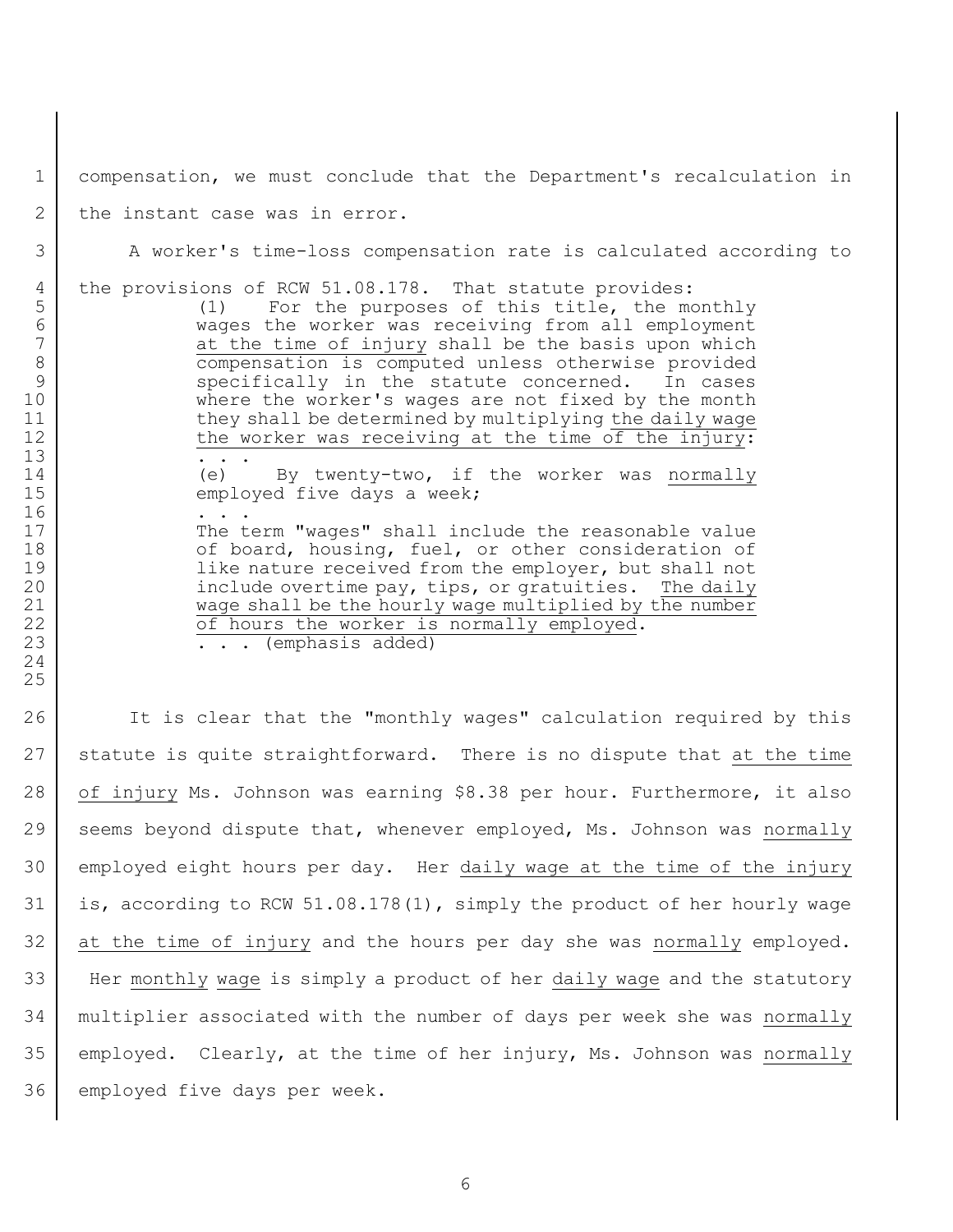compensation, we must conclude that the Department's recalculation in the instant case was in error.

A worker's time-loss compensation rate is calculated according to the provisions of RCW 51.08.178. That statute provides:

> (1) For the purposes of this title, the monthly wages the worker was receiving from all employment <u>at the time of injury</u> shall be the basis upon which compensation is computed unless otherwise provided specifically in the statute concerned. In cases where the worker's wages are not fixed by the month they shall be determined by multiplying <u>the daily wage the worker was receiving at the time of the injury</u>:
>
> . . .
>
> (e) By twenty-two, if the worker was <u>normally</u> employed five days a week;
>
> . . .
>
> The term "wages" shall include the reasonable value of board, housing, fuel, or other consideration of like nature received from the employer, but shall not include overtime pay, tips, or gratuities. <u>The daily wage shall be the hourly wage multiplied by the number of hours the worker is normally employed</u>.
>
> . . . (emphasis added)

It is clear that the "monthly wages" calculation required by this statute is quite straightforward. There is no dispute that <u>at the time of injury</u> Ms. Johnson was earning $8.38 per hour. Furthermore, it also seems beyond dispute that, whenever employed, Ms. Johnson was <u>normally</u> employed eight hours per day. Her <u>daily wage at the time of the injury</u> is, according to RCW 51.08.178(1), simply the product of her hourly wage <u>at the time of injury</u> and the hours per day she was <u>normally</u> employed. Her <u>monthly</u> <u>wage</u> is simply a product of her <u>daily wage</u> and the statutory multiplier associated with the number of days per week she was <u>normally</u> employed. Clearly, at the time of her injury, Ms. Johnson was <u>normally</u> employed five days per week.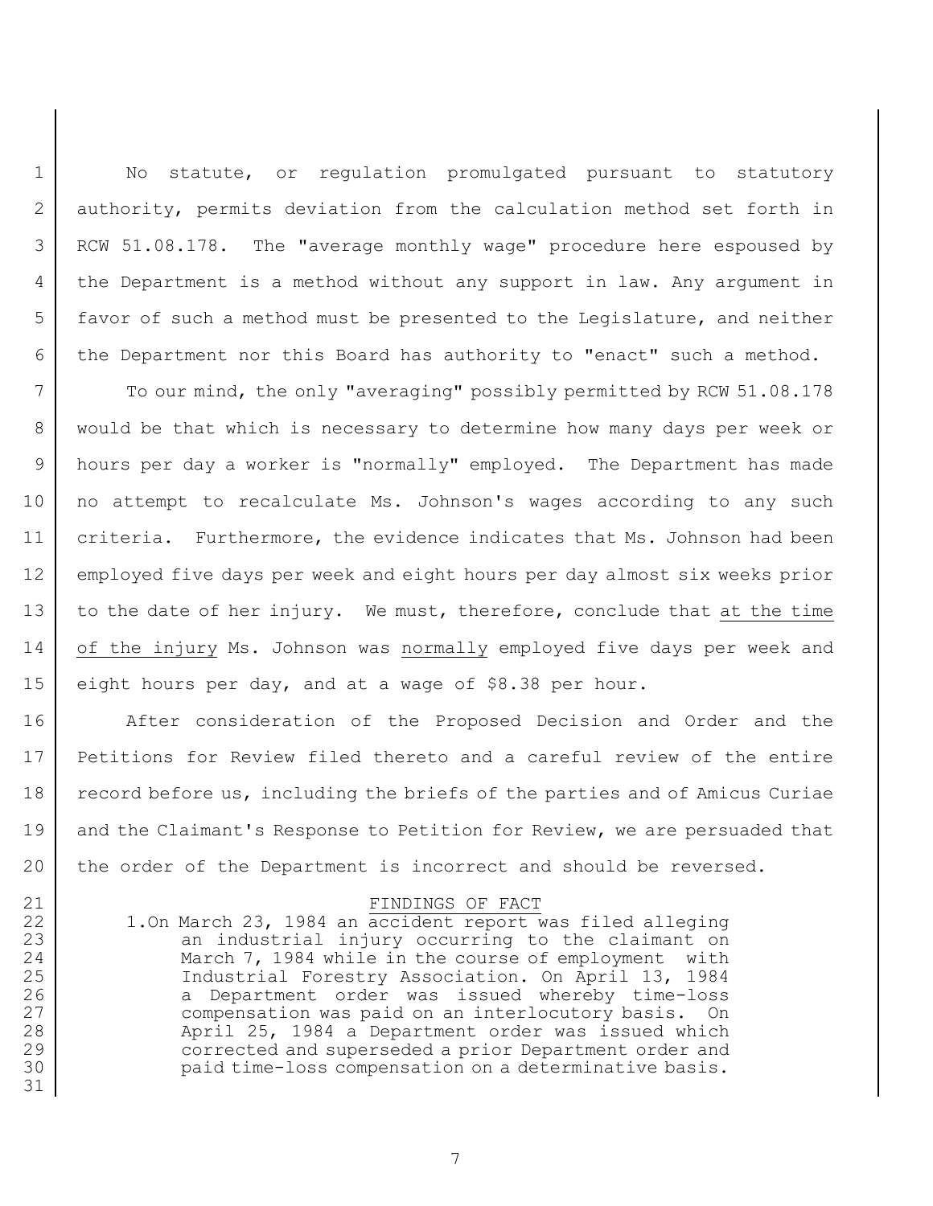No statute, or regulation promulgated pursuant to statutory authority, permits deviation from the calculation method set forth in RCW 51.08.178. The "average monthly wage" procedure here espoused by the Department is a method without any support in law. Any argument in favor of such a method must be presented to the Legislature, and neither the Department nor this Board has authority to "enact" such a method.

To our mind, the only "averaging" possibly permitted by RCW 51.08.178 would be that which is necessary to determine how many days per week or hours per day a worker is "normally" employed. The Department has made no attempt to recalculate Ms. Johnson's wages according to any such criteria. Furthermore, the evidence indicates that Ms. Johnson had been employed five days per week and eight hours per day almost six weeks prior to the date of her injury. We must, therefore, conclude that <u>at the time of the injury</u> Ms. Johnson was <u>normally</u> employed five days per week and eight hours per day, and at a wage of $8.38 per hour.

After consideration of the Proposed Decision and Order and the Petitions for Review filed thereto and a careful review of the entire record before us, including the briefs of the parties and of Amicus Curiae and the Claimant's Response to Petition for Review, we are persuaded that the order of the Department is incorrect and should be reversed.

## FINDINGS OF FACT

1. On March 23, 1984 an accident report was filed alleging an industrial injury occurring to the claimant on March 7, 1984 while in the course of employment with Industrial Forestry Association. On April 13, 1984 a Department order was issued whereby time-loss compensation was paid on an interlocutory basis. On April 25, 1984 a Department order was issued which corrected and superseded a prior Department order and paid time-loss compensation on a determinative basis.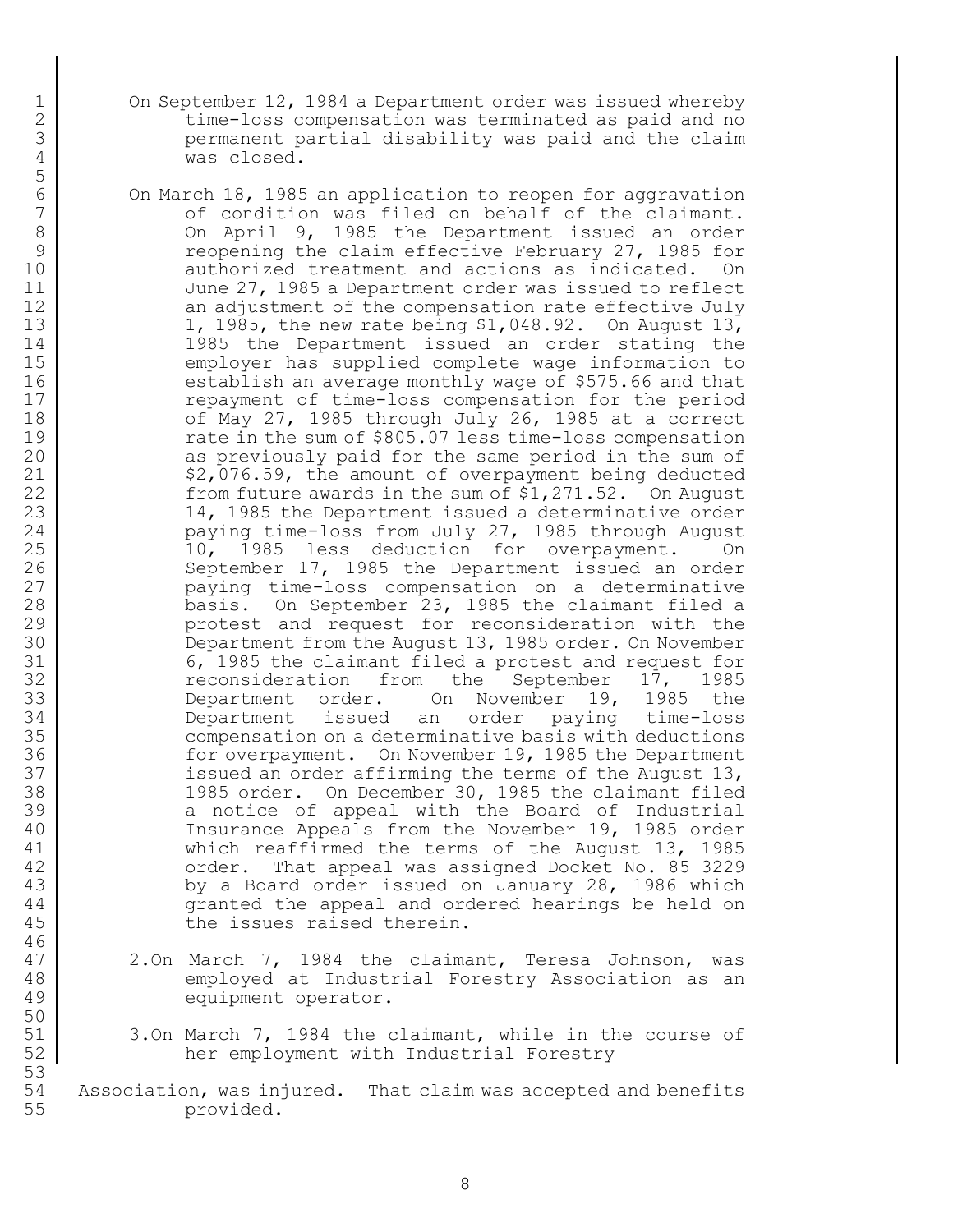On September 12, 1984 a Department order was issued whereby time-loss compensation was terminated as paid and no permanent partial disability was paid and the claim was closed.

On March 18, 1985 an application to reopen for aggravation of condition was filed on behalf of the claimant. On April 9, 1985 the Department issued an order reopening the claim effective February 27, 1985 for authorized treatment and actions as indicated. On June 27, 1985 a Department order was issued to reflect an adjustment of the compensation rate effective July 1, 1985, the new rate being $1,048.92. On August 13, 1985 the Department issued an order stating the employer has supplied complete wage information to establish an average monthly wage of $575.66 and that repayment of time-loss compensation for the period of May 27, 1985 through July 26, 1985 at a correct rate in the sum of $805.07 less time-loss compensation as previously paid for the same period in the sum of $2,076.59, the amount of overpayment being deducted from future awards in the sum of $1,271.52. On August 14, 1985 the Department issued a determinative order paying time-loss from July 27, 1985 through August 10, 1985 less deduction for overpayment. On September 17, 1985 the Department issued an order paying time-loss compensation on a determinative basis. On September 23, 1985 the claimant filed a protest and request for reconsideration with the Department from the August 13, 1985 order. On November 6, 1985 the claimant filed a protest and request for reconsideration from the September 17, 1985 Department order. On November 19, 1985 the Department issued an order paying time-loss compensation on a determinative basis with deductions for overpayment. On November 19, 1985 the Department issued an order affirming the terms of the August 13, 1985 order. On December 30, 1985 the claimant filed a notice of appeal with the Board of Industrial Insurance Appeals from the November 19, 1985 order which reaffirmed the terms of the August 13, 1985 order. That appeal was assigned Docket No. 85 3229 by a Board order issued on January 28, 1986 which granted the appeal and ordered hearings be held on the issues raised therein.

2. On March 7, 1984 the claimant, Teresa Johnson, was employed at Industrial Forestry Association as an equipment operator.

3. On March 7, 1984 the claimant, while in the course of her employment with Industrial Forestry Association, was injured. That claim was accepted and benefits provided.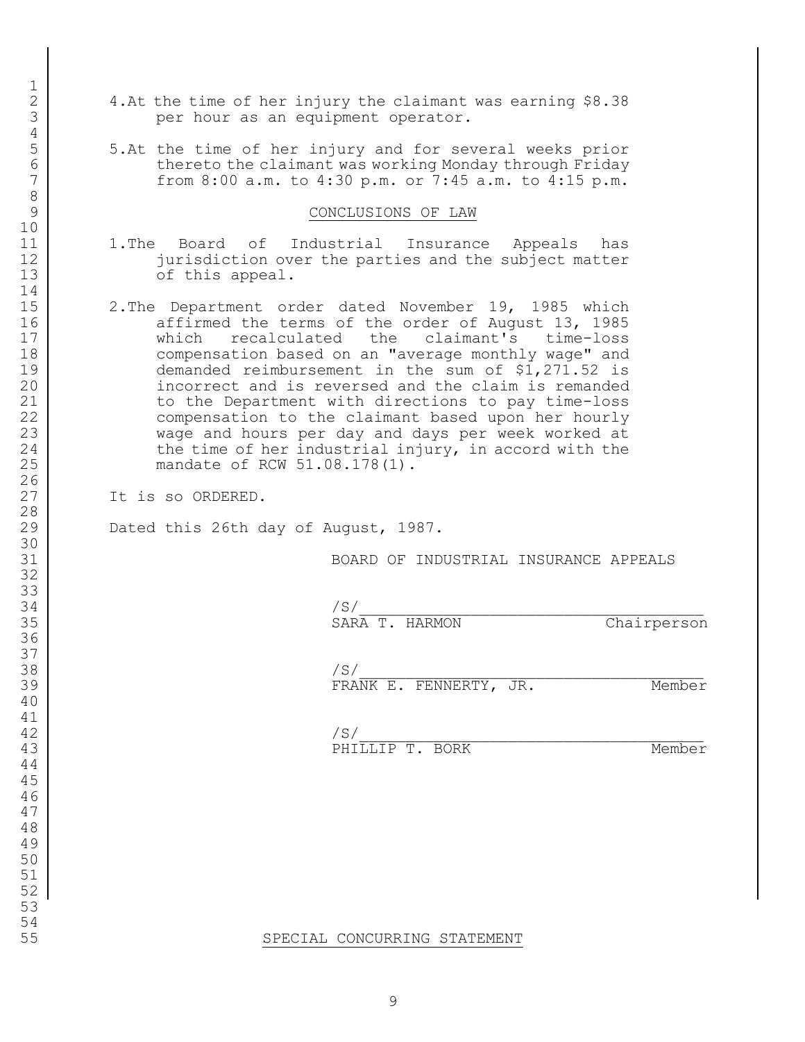4. At the time of her injury the claimant was earning $8.38 per hour as an equipment operator.

5. At the time of her injury and for several weeks prior thereto the claimant was working Monday through Friday from 8:00 a.m. to 4:30 p.m. or 7:45 a.m. to 4:15 p.m.

## CONCLUSIONS OF LAW

1. The Board of Industrial Insurance Appeals has jurisdiction over the parties and the subject matter of this appeal.

2. The Department order dated November 19, 1985 which affirmed the terms of the order of August 13, 1985 which recalculated the claimant's time-loss compensation based on an "average monthly wage" and demanded reimbursement in the sum of $1,271.52 is incorrect and is reversed and the claim is remanded to the Department with directions to pay time-loss compensation to the claimant based upon her hourly wage and hours per day and days per week worked at the time of her industrial injury, in accord with the mandate of RCW 51.08.178(1).

It is so ORDERED.

Dated this 26th day of August, 1987.

BOARD OF INDUSTRIAL INSURANCE APPEALS

/S/
SARA T. HARMON — Chairperson

/S/
FRANK E. FENNERTY, JR. — Member

/S/
PHILLIP T. BORK — Member

## SPECIAL CONCURRING STATEMENT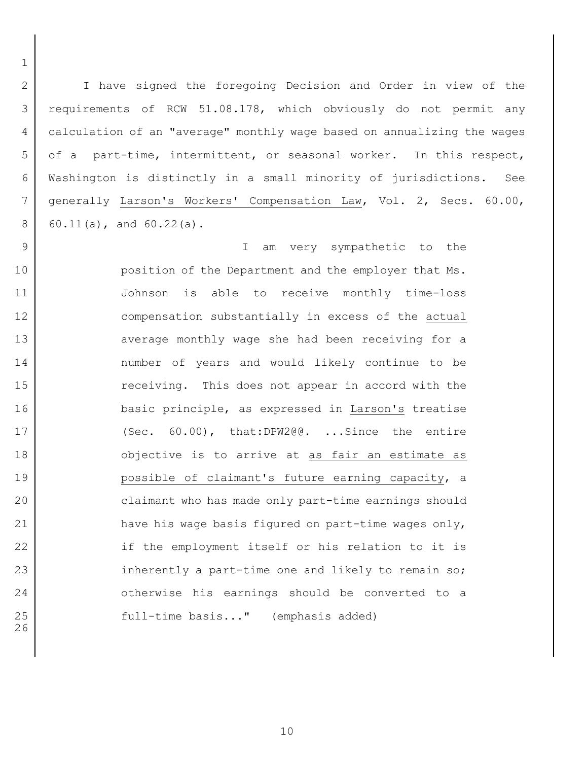I have signed the foregoing Decision and Order in view of the requirements of RCW 51.08.178, which obviously do not permit any calculation of an "average" monthly wage based on annualizing the wages of a part-time, intermittent, or seasonal worker. In this respect, Washington is distinctly in a small minority of jurisdictions. See generally Larson's Workers' Compensation Law, Vol. 2, Secs. 60.00, 60.11(a), and 60.22(a).

> I am very sympathetic to the position of the Department and the employer that Ms. Johnson is able to receive monthly time-loss compensation substantially in excess of the actual average monthly wage she had been receiving for a number of years and would likely continue to be receiving. This does not appear in accord with the basic principle, as expressed in Larson's treatise (Sec. 60.00), that:DPW2@@. ...Since the entire objective is to arrive at as fair an estimate as possible of claimant's future earning capacity, a claimant who has made only part-time earnings should have his wage basis figured on part-time wages only, if the employment itself or his relation to it is inherently a part-time one and likely to remain so; otherwise his earnings should be converted to a full-time basis..." (emphasis added)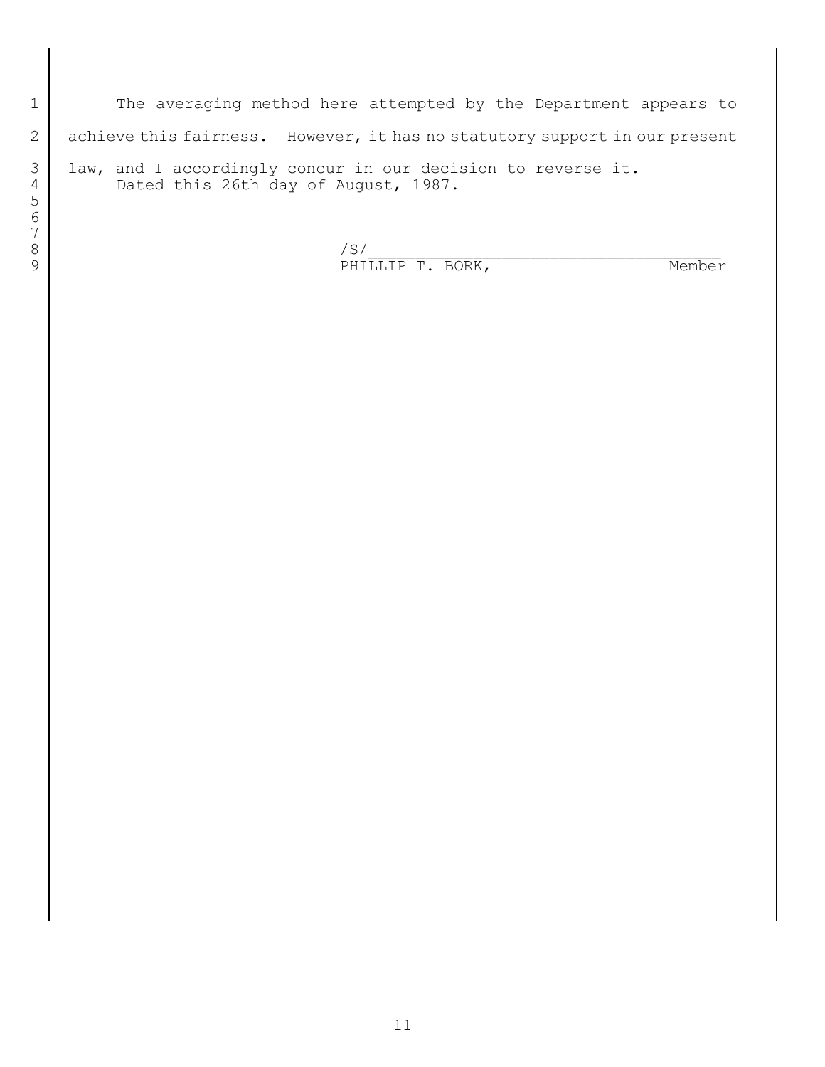The averaging method here attempted by the Department appears to achieve this fairness. However, it has no statutory support in our present law, and I accordingly concur in our decision to reverse it.

Dated this 26th day of August, 1987.

/S/____________________________________

PHILLIP T. BORK, Member